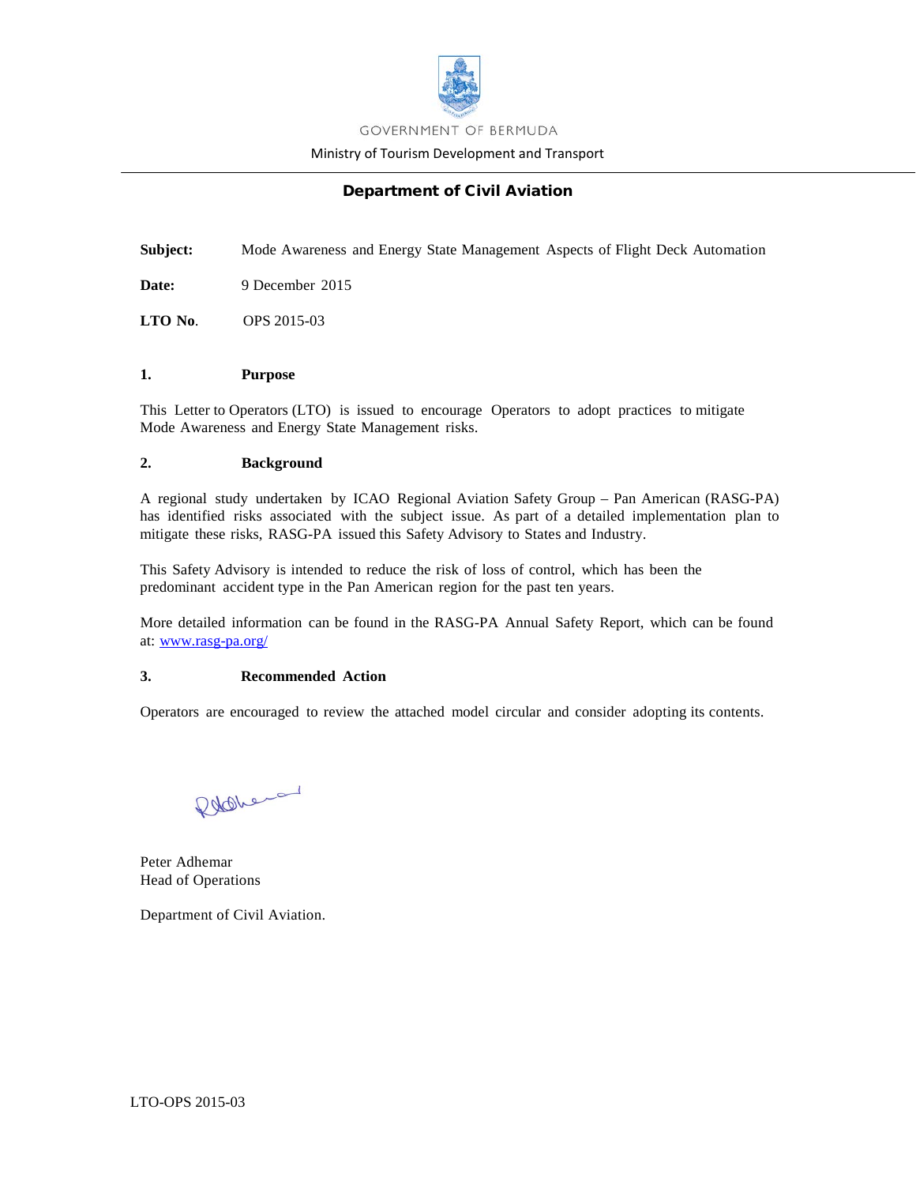GOVERNMENT OF BERMUDA

Ministry of Tourism Development and Transport

# Department of Civil Aviation

**Subject:** Mode Awareness and Energy State Management Aspects of Flight Deck Automation

**Date:** 9 December 2015

**LTO No.** OPS 2015-03

## 1. Purpose

This Letter to Operators (LTO) is issued to encourage Operators to adopt practices to mitigate Mode Awareness and Energy State Management risks.

## 2. Background

A regional study undertaken by ICAO Regional Aviation Safety Group – Pan American (RASG-PA) has identified risks associated with the subject issue. As part of a detailed implementation plan to mitigate these risks, RASG-PA issued this Safety Advisory to States and Industry.

This Safety Advisory is intended to reduce the risk of loss of control, which has been the predominant accident type in the Pan American region for the past ten years.

More detailed information can be found in the RASG-PA Annual Safety Report, which can be found at: [www.rasg-pa.org/](http://www.rasg-pa.org/)

## 3. Recommended Action

Operators are encouraged to review the attached model circular and consider adopting its contents.

Peter Adhemar
Head of Operations

Department of Civil Aviation.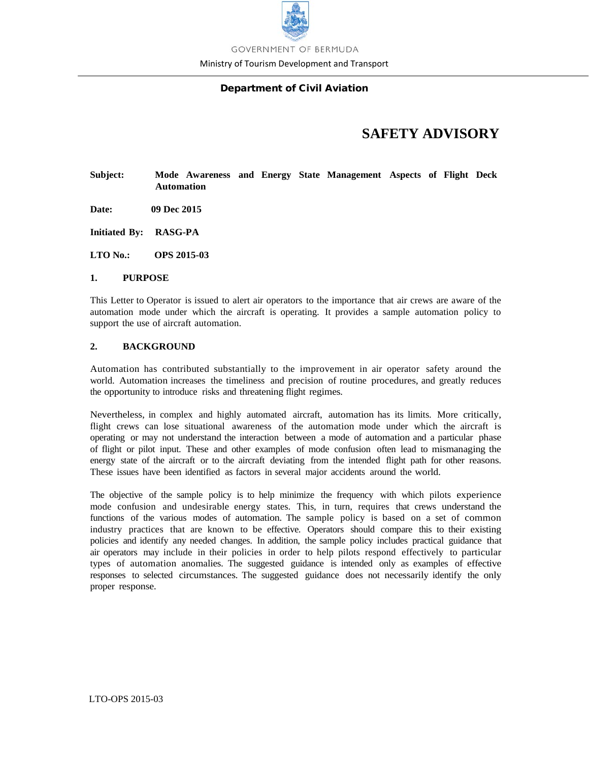GOVERNMENT OF BERMUDA

Ministry of Tourism Development and Transport

**Department of Civil Aviation**

# SAFETY ADVISORY

**Subject:** **Mode Awareness and Energy State Management Aspects of Flight Deck Automation**

**Date:** **09 Dec 2015**

**Initiated By:** **RASG-PA**

**LTO No.:** **OPS 2015-03**

## 1. PURPOSE

This Letter to Operator is issued to alert air operators to the importance that air crews are aware of the automation mode under which the aircraft is operating. It provides a sample automation policy to support the use of aircraft automation.

## 2. BACKGROUND

Automation has contributed substantially to the improvement in air operator safety around the world. Automation increases the timeliness and precision of routine procedures, and greatly reduces the opportunity to introduce risks and threatening flight regimes.

Nevertheless, in complex and highly automated aircraft, automation has its limits. More critically, flight crews can lose situational awareness of the automation mode under which the aircraft is operating or may not understand the interaction between a mode of automation and a particular phase of flight or pilot input. These and other examples of mode confusion often lead to mismanaging the energy state of the aircraft or to the aircraft deviating from the intended flight path for other reasons. These issues have been identified as factors in several major accidents around the world.

The objective of the sample policy is to help minimize the frequency with which pilots experience mode confusion and undesirable energy states. This, in turn, requires that crews understand the functions of the various modes of automation. The sample policy is based on a set of common industry practices that are known to be effective. Operators should compare this to their existing policies and identify any needed changes. In addition, the sample policy includes practical guidance that air operators may include in their policies in order to help pilots respond effectively to particular types of automation anomalies. The suggested guidance is intended only as examples of effective responses to selected circumstances. The suggested guidance does not necessarily identify the only proper response.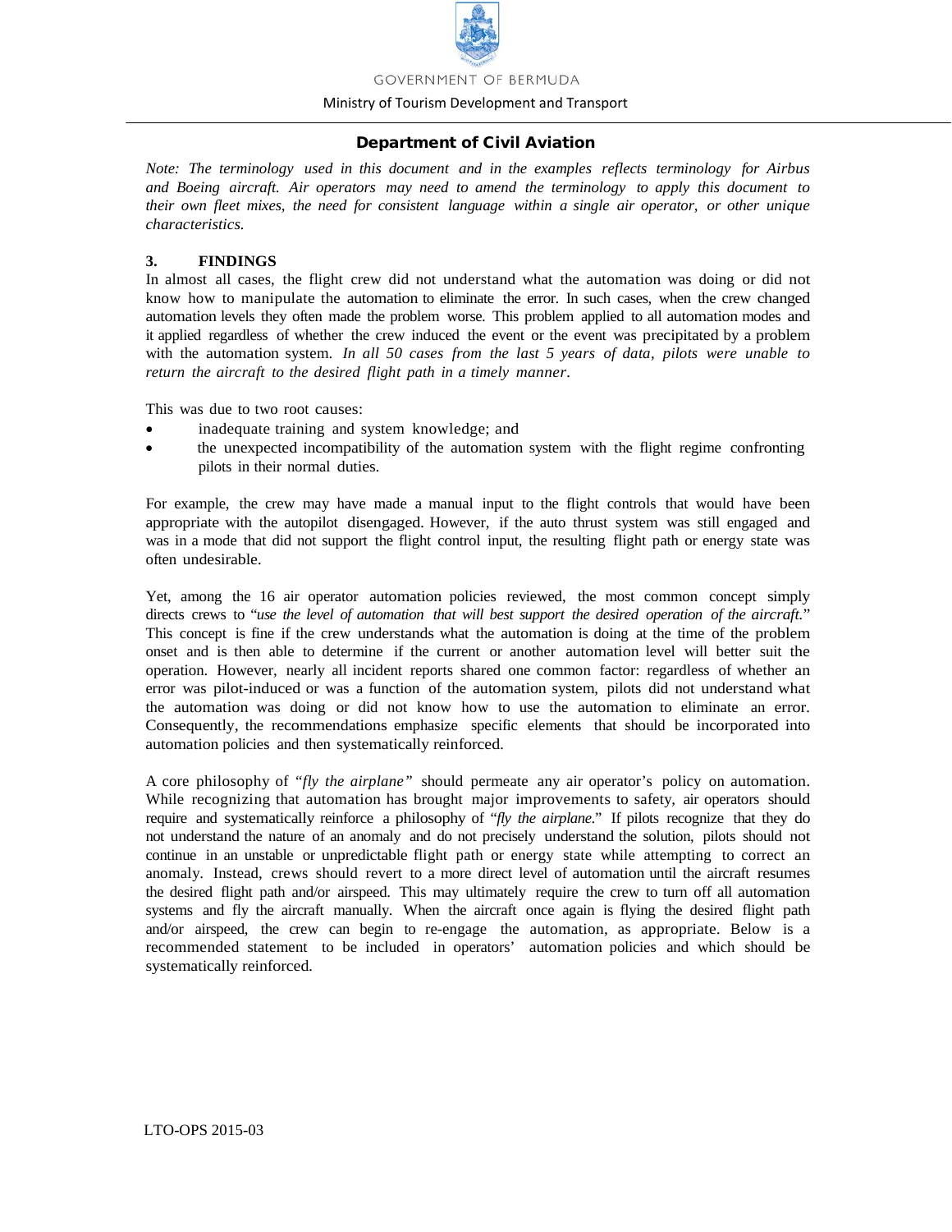**Department of Civil Aviation**

*Note: The terminology used in this document and in the examples reflects terminology for Airbus and Boeing aircraft. Air operators may need to amend the terminology to apply this document to their own fleet mixes, the need for consistent language within a single air operator, or other unique characteristics.*

## 3. FINDINGS

In almost all cases, the flight crew did not understand what the automation was doing or did not know how to manipulate the automation to eliminate the error. In such cases, when the crew changed automation levels they often made the problem worse. This problem applied to all automation modes and it applied regardless of whether the crew induced the event or the event was precipitated by a problem with the automation system. *In all 50 cases from the last 5 years of data, pilots were unable to return the aircraft to the desired flight path in a timely manner.*

This was due to two root causes:

- inadequate training and system knowledge; and
- the unexpected incompatibility of the automation system with the flight regime confronting pilots in their normal duties.

For example, the crew may have made a manual input to the flight controls that would have been appropriate with the autopilot disengaged. However, if the auto thrust system was still engaged and was in a mode that did not support the flight control input, the resulting flight path or energy state was often undesirable.

Yet, among the 16 air operator automation policies reviewed, the most common concept simply directs crews to "*use the level of automation that will best support the desired operation of the aircraft.*" This concept is fine if the crew understands what the automation is doing at the time of the problem onset and is then able to determine if the current or another automation level will better suit the operation. However, nearly all incident reports shared one common factor: regardless of whether an error was pilot-induced or was a function of the automation system, pilots did not understand what the automation was doing or did not know how to use the automation to eliminate an error. Consequently, the recommendations emphasize specific elements that should be incorporated into automation policies and then systematically reinforced.

A core philosophy of "*fly the airplane*" should permeate any air operator's policy on automation. While recognizing that automation has brought major improvements to safety, air operators should require and systematically reinforce a philosophy of "*fly the airplane.*" If pilots recognize that they do not understand the nature of an anomaly and do not precisely understand the solution, pilots should not continue in an unstable or unpredictable flight path or energy state while attempting to correct an anomaly. Instead, crews should revert to a more direct level of automation until the aircraft resumes the desired flight path and/or airspeed. This may ultimately require the crew to turn off all automation systems and fly the aircraft manually. When the aircraft once again is flying the desired flight path and/or airspeed, the crew can begin to re-engage the automation, as appropriate. Below is a recommended statement to be included in operators' automation policies and which should be systematically reinforced.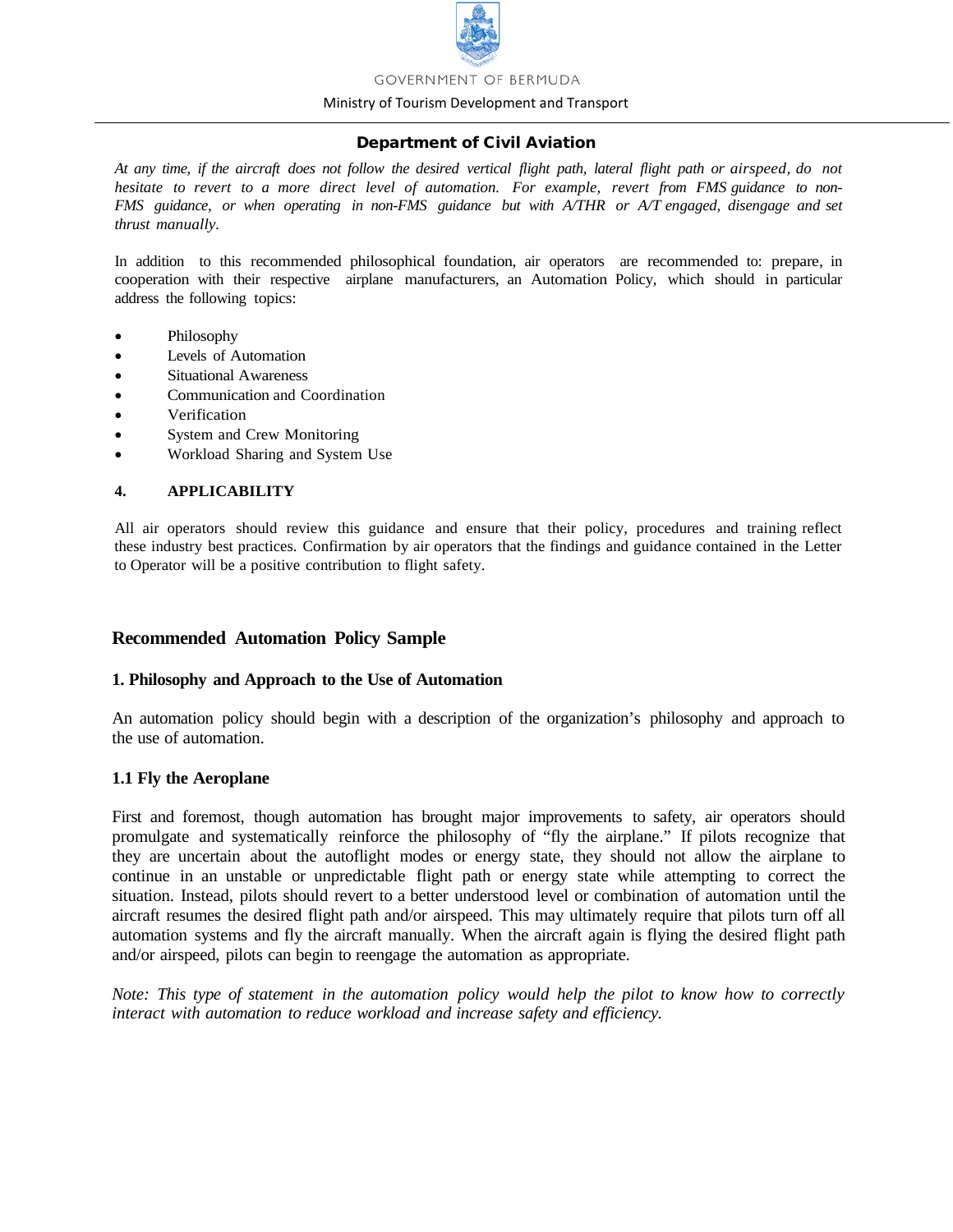*At any time, if the aircraft does not follow the desired vertical flight path, lateral flight path or airspeed, do not hesitate to revert to a more direct level of automation. For example, revert from FMS guidance to non-FMS guidance, or when operating in non-FMS guidance but with A/THR or A/T engaged, disengage and set thrust manually.*

In addition to this recommended philosophical foundation, air operators are recommended to: prepare, in cooperation with their respective airplane manufacturers, an Automation Policy, which should in particular address the following topics:

- Philosophy
- Levels of Automation
- Situational Awareness
- Communication and Coordination
- Verification
- System and Crew Monitoring
- Workload Sharing and System Use

## 4. APPLICABILITY

All air operators should review this guidance and ensure that their policy, procedures and training reflect these industry best practices. Confirmation by air operators that the findings and guidance contained in the Letter to Operator will be a positive contribution to flight safety.

## Recommended Automation Policy Sample

### 1. Philosophy and Approach to the Use of Automation

An automation policy should begin with a description of the organization's philosophy and approach to the use of automation.

### 1.1 Fly the Aeroplane

First and foremost, though automation has brought major improvements to safety, air operators should promulgate and systematically reinforce the philosophy of "fly the airplane." If pilots recognize that they are uncertain about the autoflight modes or energy state, they should not allow the airplane to continue in an unstable or unpredictable flight path or energy state while attempting to correct the situation. Instead, pilots should revert to a better understood level or combination of automation until the aircraft resumes the desired flight path and/or airspeed. This may ultimately require that pilots turn off all automation systems and fly the aircraft manually. When the aircraft again is flying the desired flight path and/or airspeed, pilots can begin to reengage the automation as appropriate.

*Note: This type of statement in the automation policy would help the pilot to know how to correctly interact with automation to reduce workload and increase safety and efficiency.*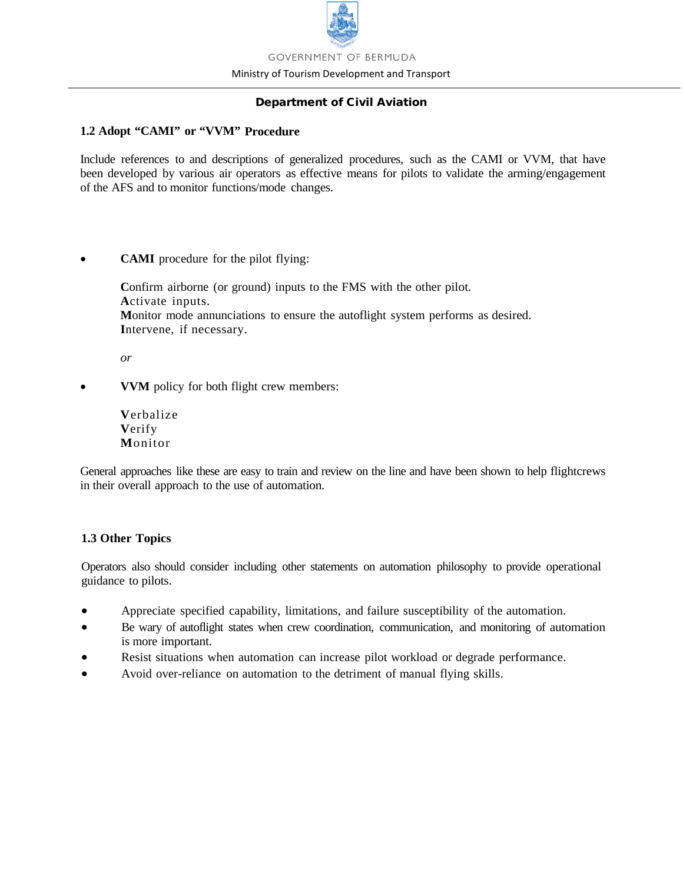## 1.2 Adopt "CAMI" or "VVM" Procedure

Include references to and descriptions of generalized procedures, such as the CAMI or VVM, that have been developed by various air operators as effective means for pilots to validate the arming/engagement of the AFS and to monitor functions/mode changes.

- **CAMI** procedure for the pilot flying:

  **C**onfirm airborne (or ground) inputs to the FMS with the other pilot.
  **A**ctivate inputs.
  **M**onitor mode annunciations to ensure the autoflight system performs as desired.
  **I**ntervene, if necessary.

  *or*

- **VVM** policy for both flight crew members:

  **V**erbalize
  **V**erify
  **M**onitor

General approaches like these are easy to train and review on the line and have been shown to help flightcrews in their overall approach to the use of automation.

## 1.3 Other Topics

Operators also should consider including other statements on automation philosophy to provide operational guidance to pilots.

- Appreciate specified capability, limitations, and failure susceptibility of the automation.
- Be wary of autoflight states when crew coordination, communication, and monitoring of automation is more important.
- Resist situations when automation can increase pilot workload or degrade performance.
- Avoid over-reliance on automation to the detriment of manual flying skills.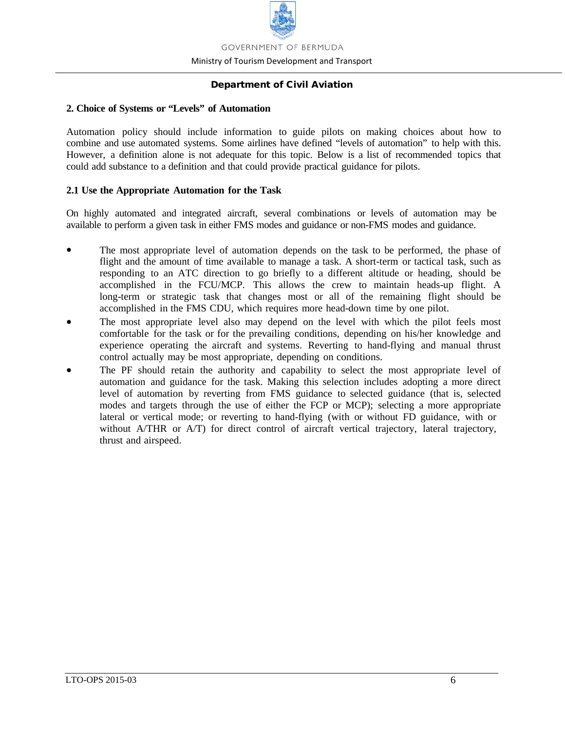## 2. Choice of Systems or "Levels" of Automation

Automation policy should include information to guide pilots on making choices about how to combine and use automated systems. Some airlines have defined "levels of automation" to help with this. However, a definition alone is not adequate for this topic. Below is a list of recommended topics that could add substance to a definition and that could provide practical guidance for pilots.

### 2.1 Use the Appropriate Automation for the Task

On highly automated and integrated aircraft, several combinations or levels of automation may be available to perform a given task in either FMS modes and guidance or non-FMS modes and guidance.

- The most appropriate level of automation depends on the task to be performed, the phase of flight and the amount of time available to manage a task. A short-term or tactical task, such as responding to an ATC direction to go briefly to a different altitude or heading, should be accomplished in the FCU/MCP. This allows the crew to maintain heads-up flight. A long-term or strategic task that changes most or all of the remaining flight should be accomplished in the FMS CDU, which requires more head-down time by one pilot.
- The most appropriate level also may depend on the level with which the pilot feels most comfortable for the task or for the prevailing conditions, depending on his/her knowledge and experience operating the aircraft and systems. Reverting to hand-flying and manual thrust control actually may be most appropriate, depending on conditions.
- The PF should retain the authority and capability to select the most appropriate level of automation and guidance for the task. Making this selection includes adopting a more direct level of automation by reverting from FMS guidance to selected guidance (that is, selected modes and targets through the use of either the FCP or MCP); selecting a more appropriate lateral or vertical mode; or reverting to hand-flying (with or without FD guidance, with or without A/THR or A/T) for direct control of aircraft vertical trajectory, lateral trajectory, thrust and airspeed.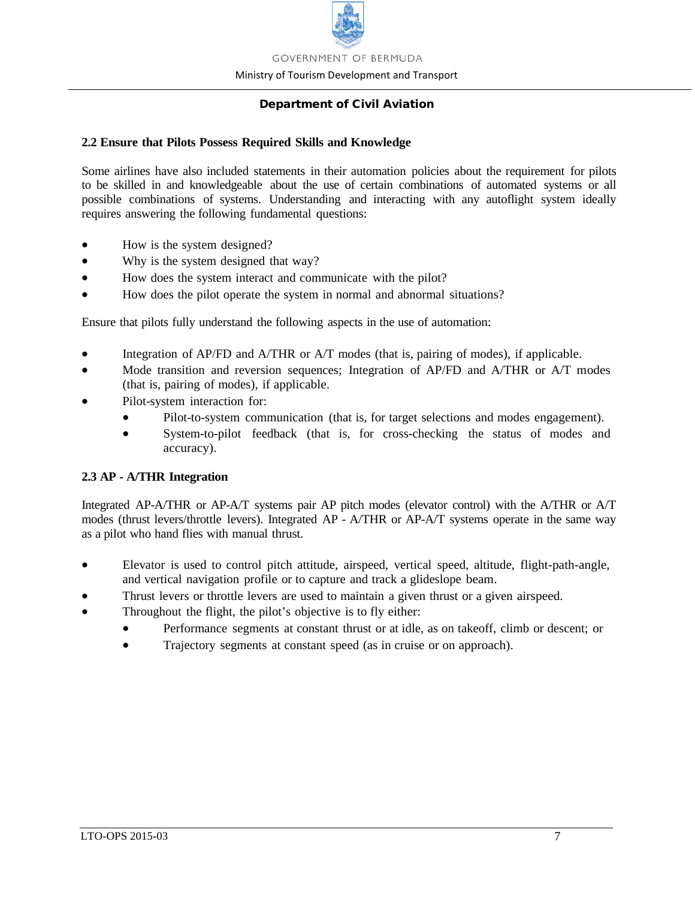### 2.2 Ensure that Pilots Possess Required Skills and Knowledge

Some airlines have also included statements in their automation policies about the requirement for pilots to be skilled in and knowledgeable about the use of certain combinations of automated systems or all possible combinations of systems. Understanding and interacting with any autoflight system ideally requires answering the following fundamental questions:

- How is the system designed?
- Why is the system designed that way?
- How does the system interact and communicate with the pilot?
- How does the pilot operate the system in normal and abnormal situations?

Ensure that pilots fully understand the following aspects in the use of automation:

- Integration of AP/FD and A/THR or A/T modes (that is, pairing of modes), if applicable.
- Mode transition and reversion sequences; Integration of AP/FD and A/THR or A/T modes (that is, pairing of modes), if applicable.
- Pilot-system interaction for:
  - Pilot-to-system communication (that is, for target selections and modes engagement).
  - System-to-pilot feedback (that is, for cross-checking the status of modes and accuracy).

### 2.3 AP - A/THR Integration

Integrated AP-A/THR or AP-A/T systems pair AP pitch modes (elevator control) with the A/THR or A/T modes (thrust levers/throttle levers). Integrated AP - A/THR or AP-A/T systems operate in the same way as a pilot who hand flies with manual thrust.

- Elevator is used to control pitch attitude, airspeed, vertical speed, altitude, flight-path-angle, and vertical navigation profile or to capture and track a glideslope beam.
- Thrust levers or throttle levers are used to maintain a given thrust or a given airspeed.
- Throughout the flight, the pilot's objective is to fly either:
  - Performance segments at constant thrust or at idle, as on takeoff, climb or descent; or
  - Trajectory segments at constant speed (as in cruise or on approach).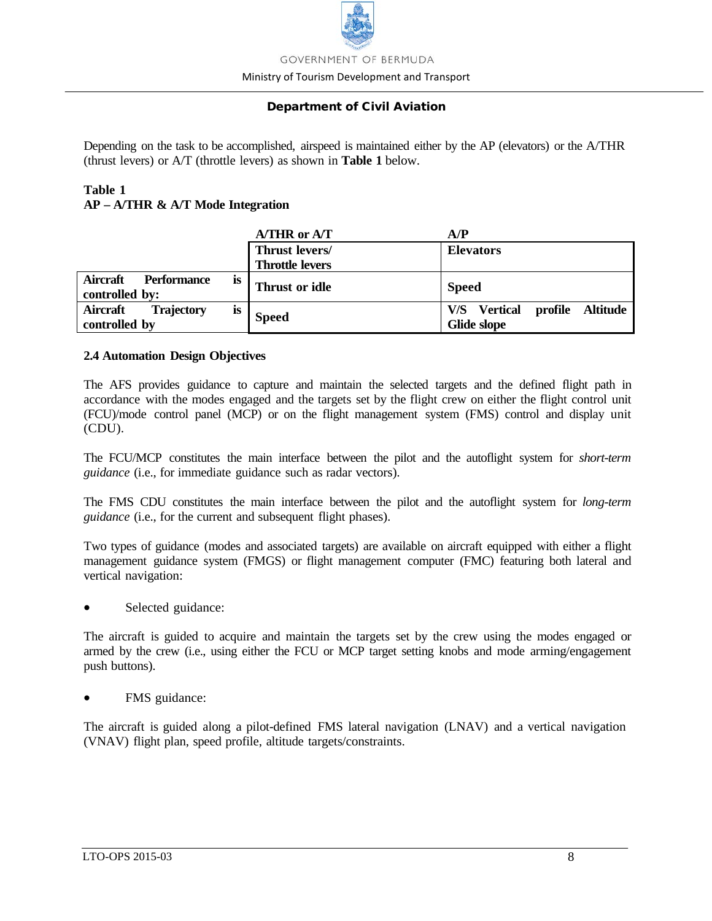Depending on the task to be accomplished, airspeed is maintained either by the AP (elevators) or the A/THR (thrust levers) or A/T (throttle levers) as shown in **Table 1** below.

**Table 1**
**AP – A/THR & A/T Mode Integration**

| | **A/THR or A/T** | **A/P** |
|---|---|---|
| | **Thrust levers/ Throttle levers** | **Elevators** |
| **Aircraft Performance is controlled by:** | **Thrust or idle** | **Speed** |
| **Aircraft Trajectory is controlled by** | **Speed** | **V/S Vertical profile Altitude Glide slope** |

**2.4 Automation Design Objectives**

The AFS provides guidance to capture and maintain the selected targets and the defined flight path in accordance with the modes engaged and the targets set by the flight crew on either the flight control unit (FCU)/mode control panel (MCP) or on the flight management system (FMS) control and display unit (CDU).

The FCU/MCP constitutes the main interface between the pilot and the autoflight system for *short-term guidance* (i.e., for immediate guidance such as radar vectors).

The FMS CDU constitutes the main interface between the pilot and the autoflight system for *long-term guidance* (i.e., for the current and subsequent flight phases).

Two types of guidance (modes and associated targets) are available on aircraft equipped with either a flight management guidance system (FMGS) or flight management computer (FMC) featuring both lateral and vertical navigation:

- Selected guidance:

The aircraft is guided to acquire and maintain the targets set by the crew using the modes engaged or armed by the crew (i.e., using either the FCU or MCP target setting knobs and mode arming/engagement push buttons).

- FMS guidance:

The aircraft is guided along a pilot-defined FMS lateral navigation (LNAV) and a vertical navigation (VNAV) flight plan, speed profile, altitude targets/constraints.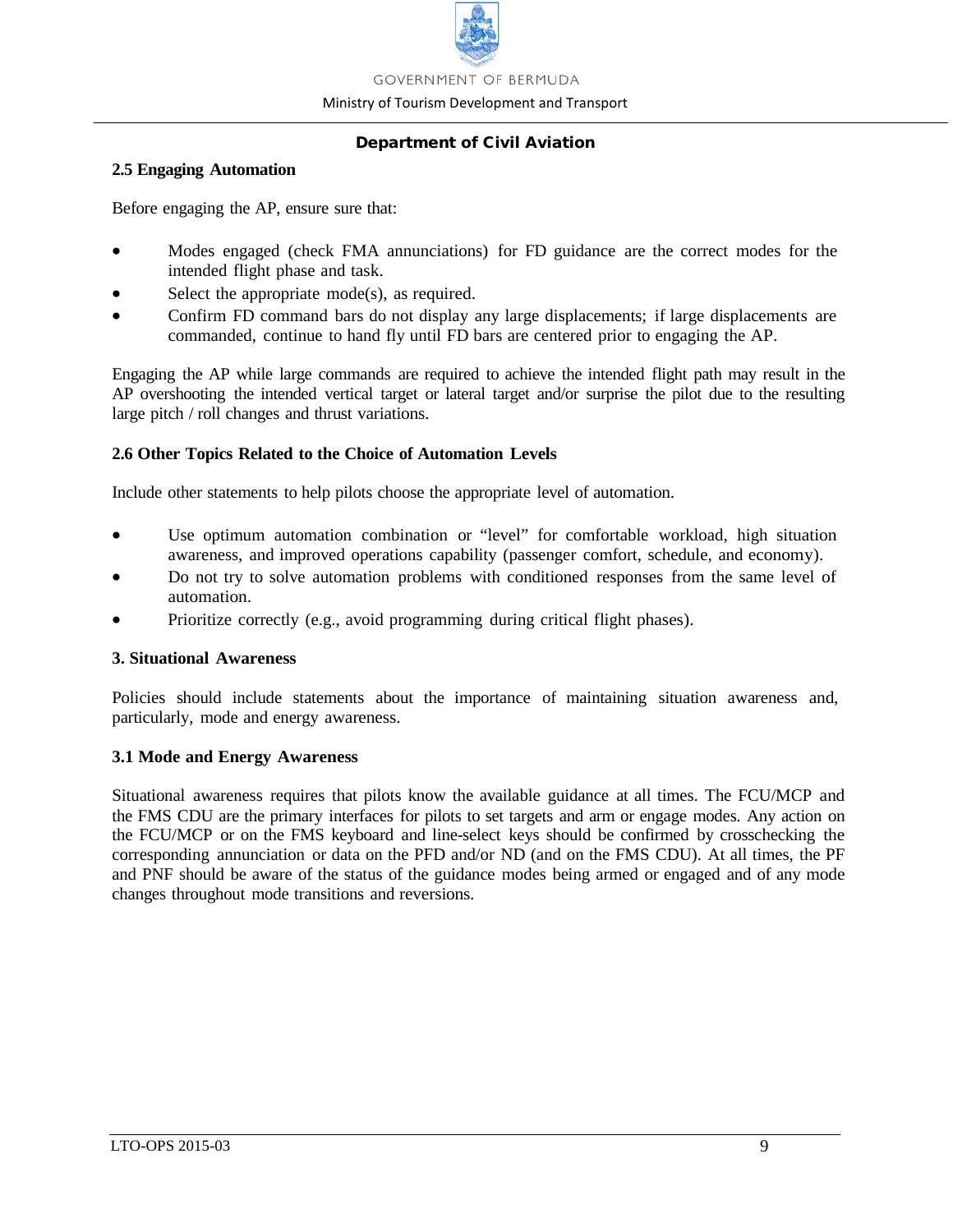## 2.5 Engaging Automation

Before engaging the AP, ensure sure that:

- Modes engaged (check FMA annunciations) for FD guidance are the correct modes for the intended flight phase and task.
- Select the appropriate mode(s), as required.
- Confirm FD command bars do not display any large displacements; if large displacements are commanded, continue to hand fly until FD bars are centered prior to engaging the AP.

Engaging the AP while large commands are required to achieve the intended flight path may result in the AP overshooting the intended vertical target or lateral target and/or surprise the pilot due to the resulting large pitch / roll changes and thrust variations.

## 2.6 Other Topics Related to the Choice of Automation Levels

Include other statements to help pilots choose the appropriate level of automation.

- Use optimum automation combination or "level" for comfortable workload, high situation awareness, and improved operations capability (passenger comfort, schedule, and economy).
- Do not try to solve automation problems with conditioned responses from the same level of automation.
- Prioritize correctly (e.g., avoid programming during critical flight phases).

## 3. Situational Awareness

Policies should include statements about the importance of maintaining situation awareness and, particularly, mode and energy awareness.

## 3.1 Mode and Energy Awareness

Situational awareness requires that pilots know the available guidance at all times. The FCU/MCP and the FMS CDU are the primary interfaces for pilots to set targets and arm or engage modes. Any action on the FCU/MCP or on the FMS keyboard and line-select keys should be confirmed by crosschecking the corresponding annunciation or data on the PFD and/or ND (and on the FMS CDU). At all times, the PF and PNF should be aware of the status of the guidance modes being armed or engaged and of any mode changes throughout mode transitions and reversions.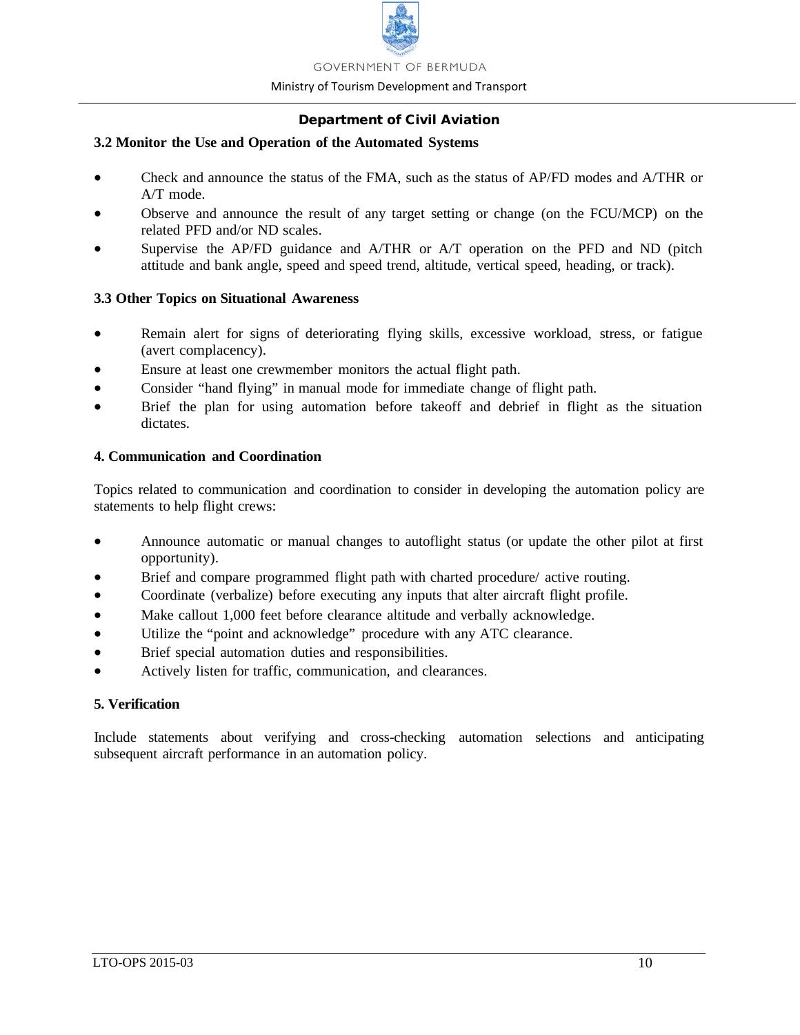### 3.2 Monitor the Use and Operation of the Automated Systems

- Check and announce the status of the FMA, such as the status of AP/FD modes and A/THR or A/T mode.
- Observe and announce the result of any target setting or change (on the FCU/MCP) on the related PFD and/or ND scales.
- Supervise the AP/FD guidance and A/THR or A/T operation on the PFD and ND (pitch attitude and bank angle, speed and speed trend, altitude, vertical speed, heading, or track).

### 3.3 Other Topics on Situational Awareness

- Remain alert for signs of deteriorating flying skills, excessive workload, stress, or fatigue (avert complacency).
- Ensure at least one crewmember monitors the actual flight path.
- Consider "hand flying" in manual mode for immediate change of flight path.
- Brief the plan for using automation before takeoff and debrief in flight as the situation dictates.

## 4. Communication and Coordination

Topics related to communication and coordination to consider in developing the automation policy are statements to help flight crews:

- Announce automatic or manual changes to autoflight status (or update the other pilot at first opportunity).
- Brief and compare programmed flight path with charted procedure/ active routing.
- Coordinate (verbalize) before executing any inputs that alter aircraft flight profile.
- Make callout 1,000 feet before clearance altitude and verbally acknowledge.
- Utilize the "point and acknowledge" procedure with any ATC clearance.
- Brief special automation duties and responsibilities.
- Actively listen for traffic, communication, and clearances.

## 5. Verification

Include statements about verifying and cross-checking automation selections and anticipating subsequent aircraft performance in an automation policy.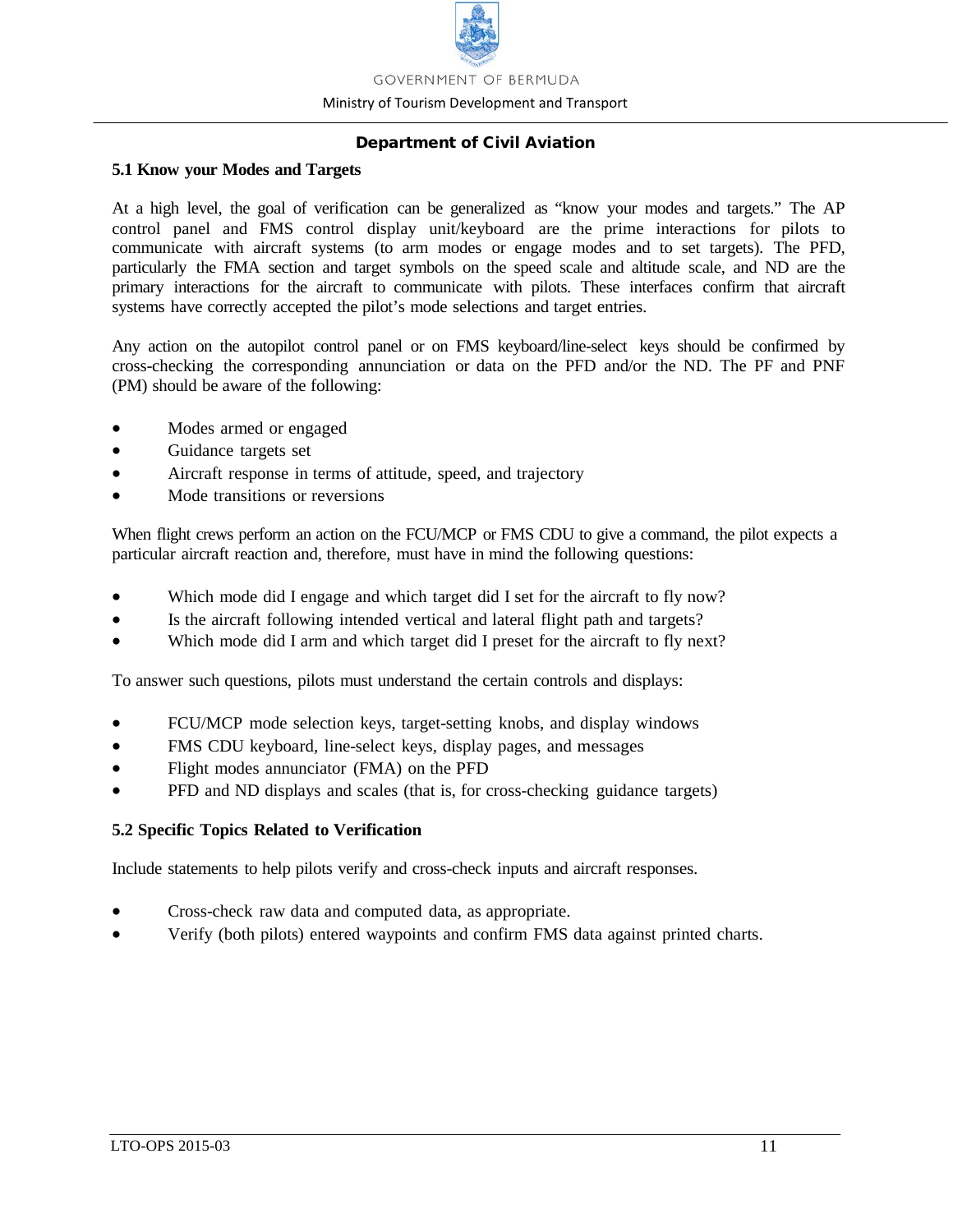## 5.1 Know your Modes and Targets

At a high level, the goal of verification can be generalized as "know your modes and targets." The AP control panel and FMS control display unit/keyboard are the prime interactions for pilots to communicate with aircraft systems (to arm modes or engage modes and to set targets). The PFD, particularly the FMA section and target symbols on the speed scale and altitude scale, and ND are the primary interactions for the aircraft to communicate with pilots. These interfaces confirm that aircraft systems have correctly accepted the pilot's mode selections and target entries.

Any action on the autopilot control panel or on FMS keyboard/line-select keys should be confirmed by cross-checking the corresponding annunciation or data on the PFD and/or the ND. The PF and PNF (PM) should be aware of the following:

- Modes armed or engaged
- Guidance targets set
- Aircraft response in terms of attitude, speed, and trajectory
- Mode transitions or reversions

When flight crews perform an action on the FCU/MCP or FMS CDU to give a command, the pilot expects a particular aircraft reaction and, therefore, must have in mind the following questions:

- Which mode did I engage and which target did I set for the aircraft to fly now?
- Is the aircraft following intended vertical and lateral flight path and targets?
- Which mode did I arm and which target did I preset for the aircraft to fly next?

To answer such questions, pilots must understand the certain controls and displays:

- FCU/MCP mode selection keys, target-setting knobs, and display windows
- FMS CDU keyboard, line-select keys, display pages, and messages
- Flight modes annunciator (FMA) on the PFD
- PFD and ND displays and scales (that is, for cross-checking guidance targets)

## 5.2 Specific Topics Related to Verification

Include statements to help pilots verify and cross-check inputs and aircraft responses.

- Cross-check raw data and computed data, as appropriate.
- Verify (both pilots) entered waypoints and confirm FMS data against printed charts.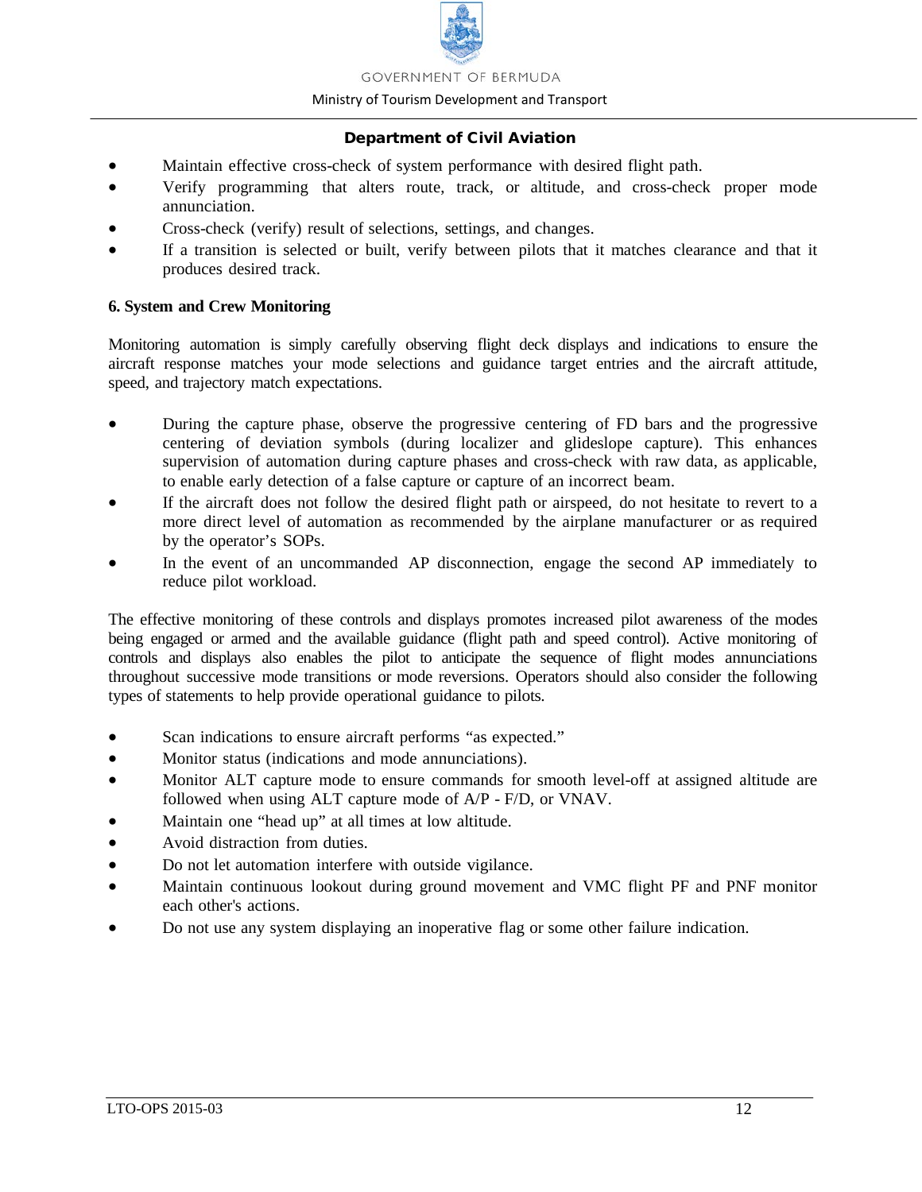- Maintain effective cross-check of system performance with desired flight path.
- Verify programming that alters route, track, or altitude, and cross-check proper mode annunciation.
- Cross-check (verify) result of selections, settings, and changes.
- If a transition is selected or built, verify between pilots that it matches clearance and that it produces desired track.

**6. System and Crew Monitoring**

Monitoring automation is simply carefully observing flight deck displays and indications to ensure the aircraft response matches your mode selections and guidance target entries and the aircraft attitude, speed, and trajectory match expectations.

- During the capture phase, observe the progressive centering of FD bars and the progressive centering of deviation symbols (during localizer and glideslope capture). This enhances supervision of automation during capture phases and cross-check with raw data, as applicable, to enable early detection of a false capture or capture of an incorrect beam.
- If the aircraft does not follow the desired flight path or airspeed, do not hesitate to revert to a more direct level of automation as recommended by the airplane manufacturer or as required by the operator's SOPs.
- In the event of an uncommanded AP disconnection, engage the second AP immediately to reduce pilot workload.

The effective monitoring of these controls and displays promotes increased pilot awareness of the modes being engaged or armed and the available guidance (flight path and speed control). Active monitoring of controls and displays also enables the pilot to anticipate the sequence of flight modes annunciations throughout successive mode transitions or mode reversions. Operators should also consider the following types of statements to help provide operational guidance to pilots.

- Scan indications to ensure aircraft performs "as expected."
- Monitor status (indications and mode annunciations).
- Monitor ALT capture mode to ensure commands for smooth level-off at assigned altitude are followed when using ALT capture mode of A/P - F/D, or VNAV.
- Maintain one "head up" at all times at low altitude.
- Avoid distraction from duties.
- Do not let automation interfere with outside vigilance.
- Maintain continuous lookout during ground movement and VMC flight PF and PNF monitor each other's actions.
- Do not use any system displaying an inoperative flag or some other failure indication.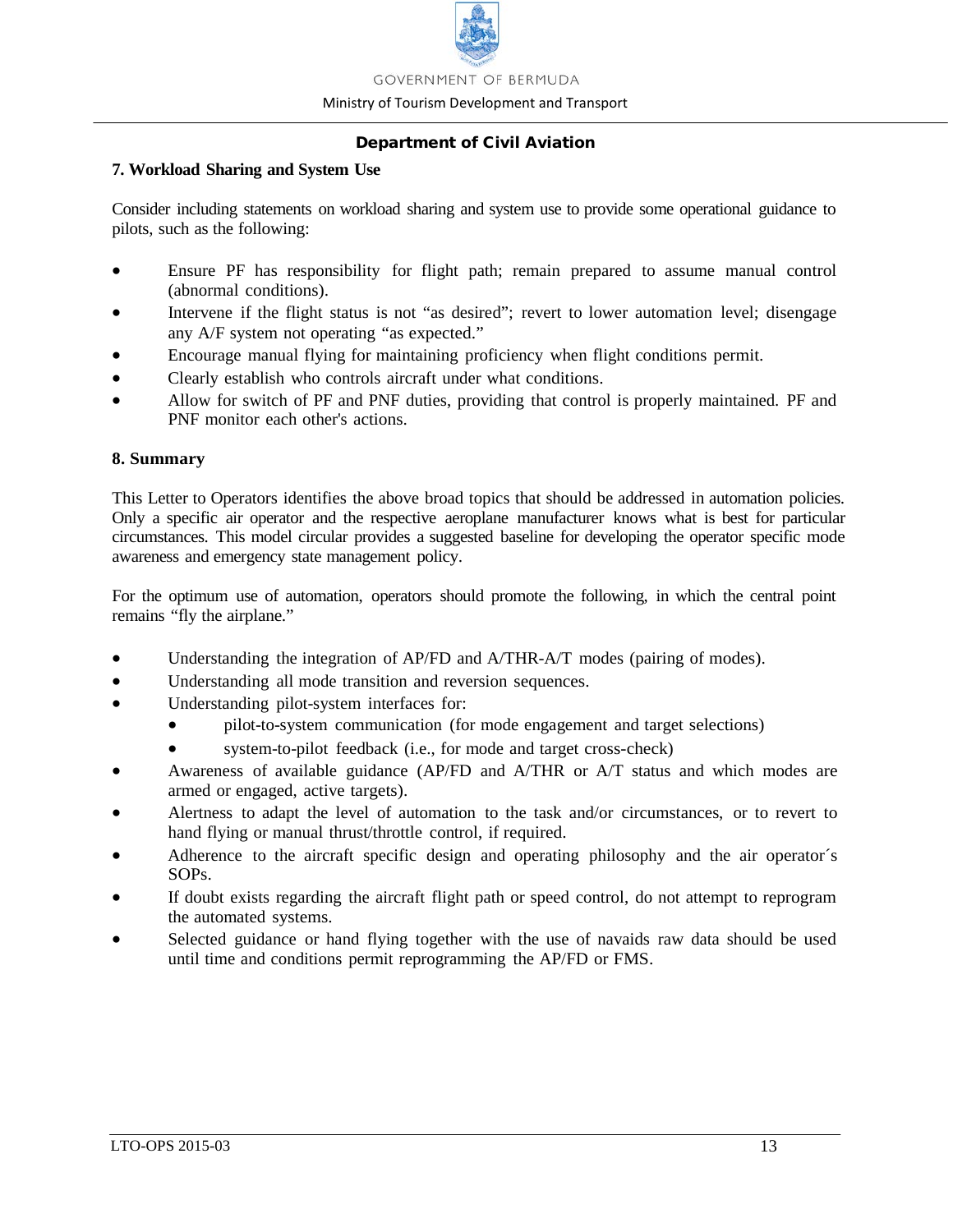### 7. Workload Sharing and System Use

Consider including statements on workload sharing and system use to provide some operational guidance to pilots, such as the following:

- Ensure PF has responsibility for flight path; remain prepared to assume manual control (abnormal conditions).
- Intervene if the flight status is not "as desired"; revert to lower automation level; disengage any A/F system not operating "as expected."
- Encourage manual flying for maintaining proficiency when flight conditions permit.
- Clearly establish who controls aircraft under what conditions.
- Allow for switch of PF and PNF duties, providing that control is properly maintained. PF and PNF monitor each other's actions.

### 8. Summary

This Letter to Operators identifies the above broad topics that should be addressed in automation policies. Only a specific air operator and the respective aeroplane manufacturer knows what is best for particular circumstances. This model circular provides a suggested baseline for developing the operator specific mode awareness and emergency state management policy.

For the optimum use of automation, operators should promote the following, in which the central point remains "fly the airplane."

- Understanding the integration of AP/FD and A/THR-A/T modes (pairing of modes).
- Understanding all mode transition and reversion sequences.
- Understanding pilot-system interfaces for:
    - pilot-to-system communication (for mode engagement and target selections)
    - system-to-pilot feedback (i.e., for mode and target cross-check)
- Awareness of available guidance (AP/FD and A/THR or A/T status and which modes are armed or engaged, active targets).
- Alertness to adapt the level of automation to the task and/or circumstances, or to revert to hand flying or manual thrust/throttle control, if required.
- Adherence to the aircraft specific design and operating philosophy and the air operator´s SOPs.
- If doubt exists regarding the aircraft flight path or speed control, do not attempt to reprogram the automated systems.
- Selected guidance or hand flying together with the use of navaids raw data should be used until time and conditions permit reprogramming the AP/FD or FMS.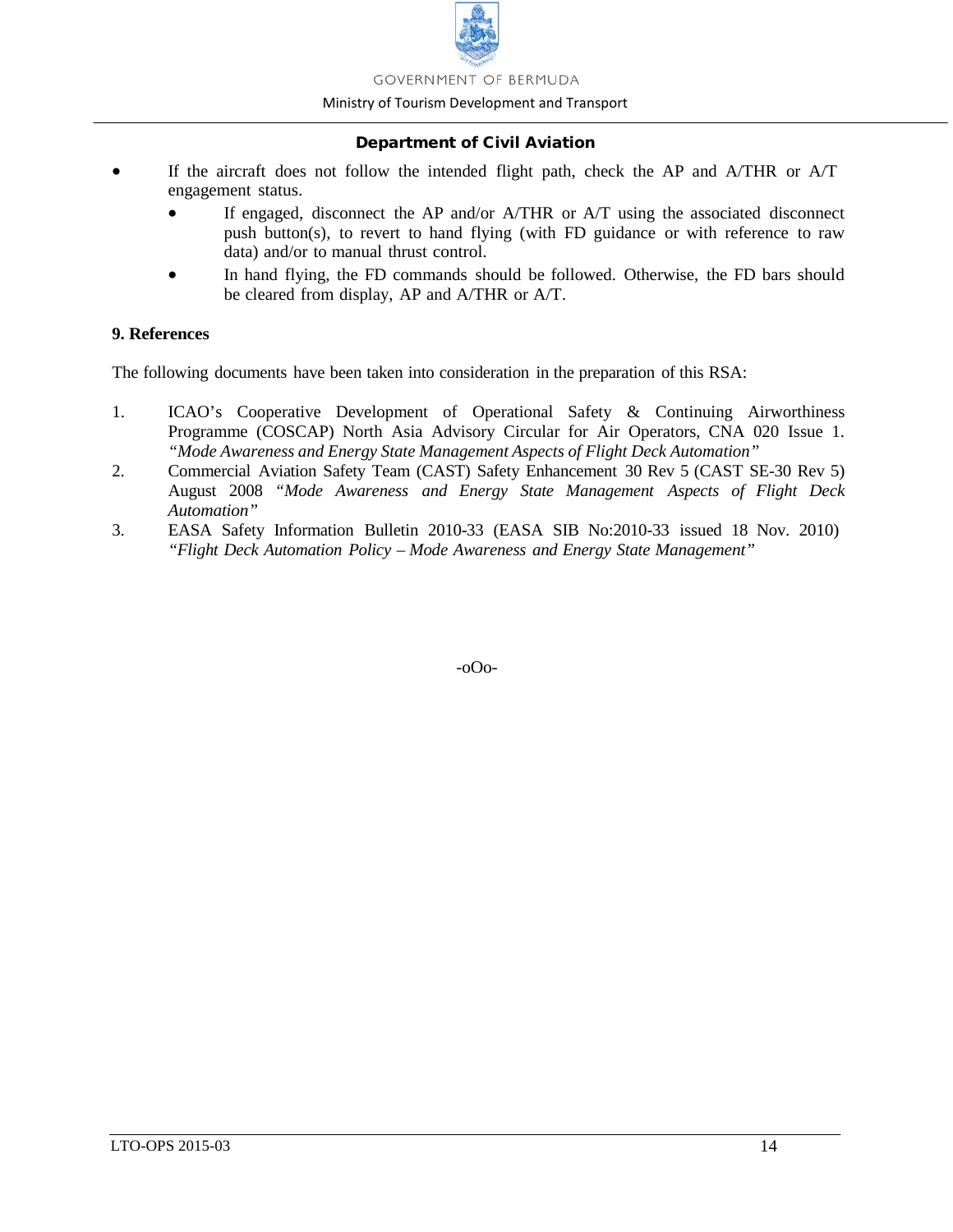- If the aircraft does not follow the intended flight path, check the AP and A/THR or A/T engagement status.
  - If engaged, disconnect the AP and/or A/THR or A/T using the associated disconnect push button(s), to revert to hand flying (with FD guidance or with reference to raw data) and/or to manual thrust control.
  - In hand flying, the FD commands should be followed. Otherwise, the FD bars should be cleared from display, AP and A/THR or A/T.

**9. References**

The following documents have been taken into consideration in the preparation of this RSA:

1. ICAO's Cooperative Development of Operational Safety & Continuing Airworthiness Programme (COSCAP) North Asia Advisory Circular for Air Operators, CNA 020 Issue 1. *"Mode Awareness and Energy State Management Aspects of Flight Deck Automation"*
2. Commercial Aviation Safety Team (CAST) Safety Enhancement 30 Rev 5 (CAST SE-30 Rev 5) August 2008 *"Mode Awareness and Energy State Management Aspects of Flight Deck Automation"*
3. EASA Safety Information Bulletin 2010-33 (EASA SIB No:2010-33 issued 18 Nov. 2010) *"Flight Deck Automation Policy – Mode Awareness and Energy State Management"*

-oOo-